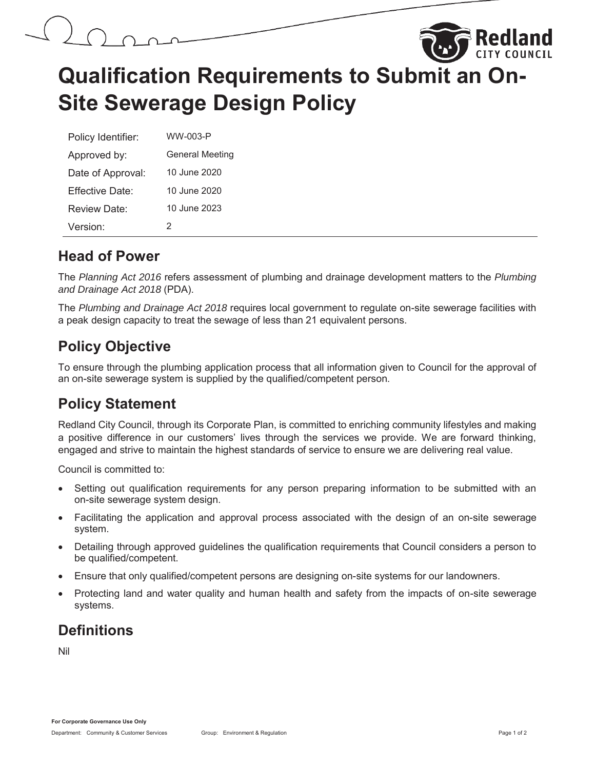# Qualification Requirements to Submit an On-Site Sewerage Design Policy

| Policy Identifier: | WW-003-P |
|---|---|
| Approved by: | General Meeting |
| Date of Approval: | 10 June 2020 |
| Effective Date: | 10 June 2020 |
| Review Date: | 10 June 2023 |
| Version: | 2 |

## Head of Power

The *Planning Act 2016* refers assessment of plumbing and drainage development matters to the *Plumbing and Drainage Act 2018* (PDA).

The *Plumbing and Drainage Act 2018* requires local government to regulate on-site sewerage facilities with a peak design capacity to treat the sewage of less than 21 equivalent persons.

## Policy Objective

To ensure through the plumbing application process that all information given to Council for the approval of an on-site sewerage system is supplied by the qualified/competent person.

## Policy Statement

Redland City Council, through its Corporate Plan, is committed to enriching community lifestyles and making a positive difference in our customers' lives through the services we provide. We are forward thinking, engaged and strive to maintain the highest standards of service to ensure we are delivering real value.

Council is committed to:

- Setting out qualification requirements for any person preparing information to be submitted with an on-site sewerage system design.
- Facilitating the application and approval process associated with the design of an on-site sewerage system.
- Detailing through approved guidelines the qualification requirements that Council considers a person to be qualified/competent.
- Ensure that only qualified/competent persons are designing on-site systems for our landowners.
- Protecting land and water quality and human health and safety from the impacts of on-site sewerage systems.

## Definitions

Nil

**For Corporate Governance Use Only**

Department: Community & Customer Services Group: Environment & Regulation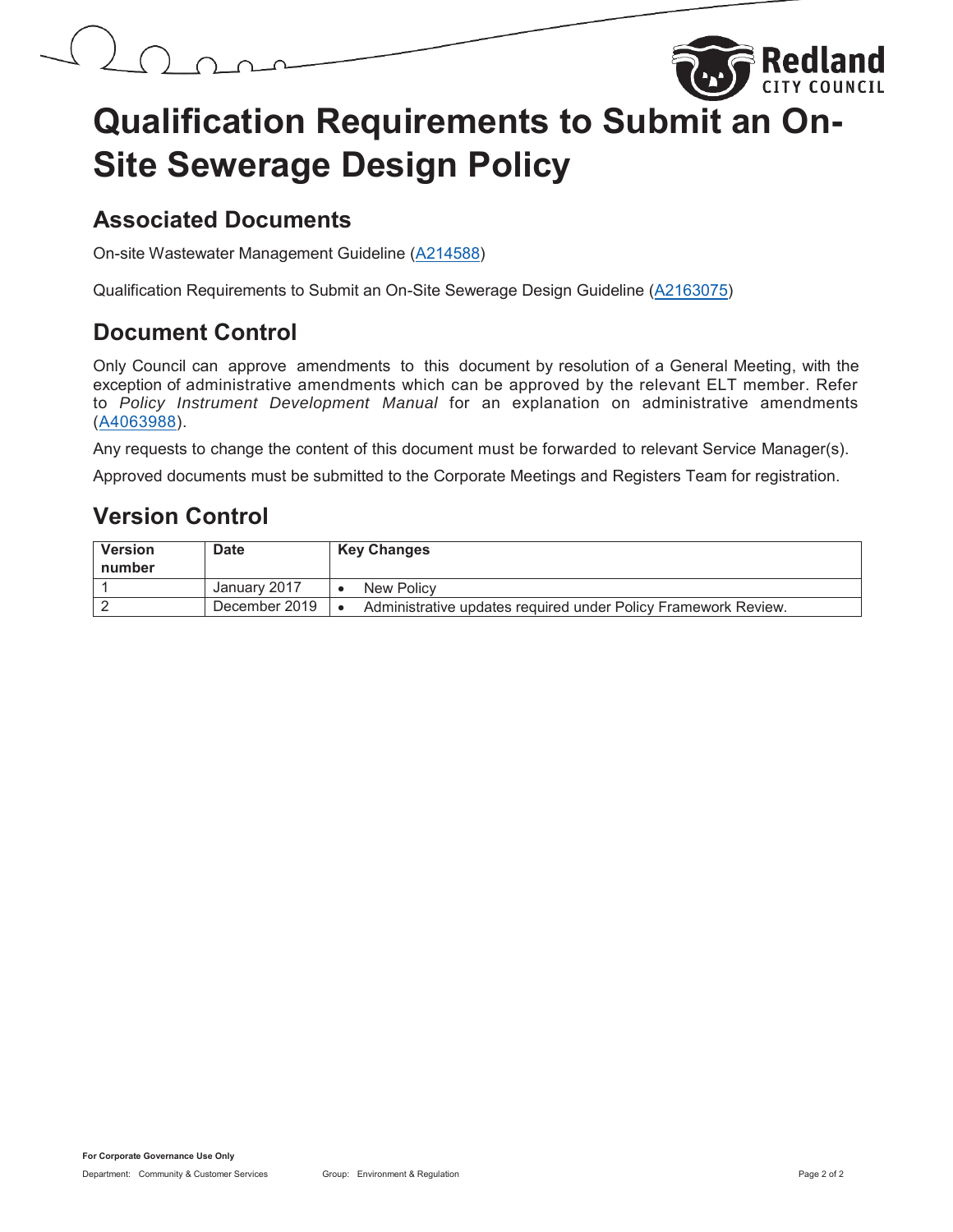# Qualification Requirements to Submit an On-Site Sewerage Design Policy

## Associated Documents

On-site Wastewater Management Guideline (A214588)

Qualification Requirements to Submit an On-Site Sewerage Design Guideline (A2163075)

## Document Control

Only Council can approve amendments to this document by resolution of a General Meeting, with the exception of administrative amendments which can be approved by the relevant ELT member. Refer to *Policy Instrument Development Manual* for an explanation on administrative amendments (A4063988).

Any requests to change the content of this document must be forwarded to relevant Service Manager(s).

Approved documents must be submitted to the Corporate Meetings and Registers Team for registration.

## Version Control

| Version number | Date | Key Changes |
|---|---|---|
| 1 | January 2017 | • New Policy |
| 2 | December 2019 | • Administrative updates required under Policy Framework Review. |

**For Corporate Governance Use Only**

Department: Community & Customer Services    Group: Environment & Regulation